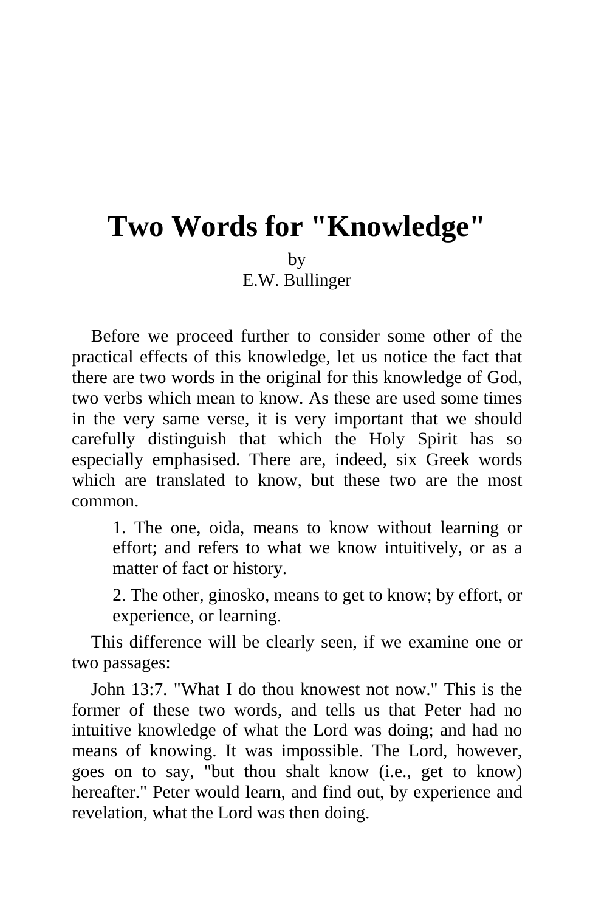# Two Words for "Knowledge"

by
E.W. Bullinger

Before we proceed further to consider some other of the practical effects of this knowledge, let us notice the fact that there are two words in the original for this knowledge of God, two verbs which mean to know. As these are used some times in the very same verse, it is very important that we should carefully distinguish that which the Holy Spirit has so especially emphasised. There are, indeed, six Greek words which are translated to know, but these two are the most common.

> 1. The one, oida, means to know without learning or effort; and refers to what we know intuitively, or as a matter of fact or history.
>
> 2. The other, ginosko, means to get to know; by effort, or experience, or learning.

This difference will be clearly seen, if we examine one or two passages:

John 13:7. "What I do thou knowest not now." This is the former of these two words, and tells us that Peter had no intuitive knowledge of what the Lord was doing; and had no means of knowing. It was impossible. The Lord, however, goes on to say, "but thou shalt know (i.e., get to know) hereafter." Peter would learn, and find out, by experience and revelation, what the Lord was then doing.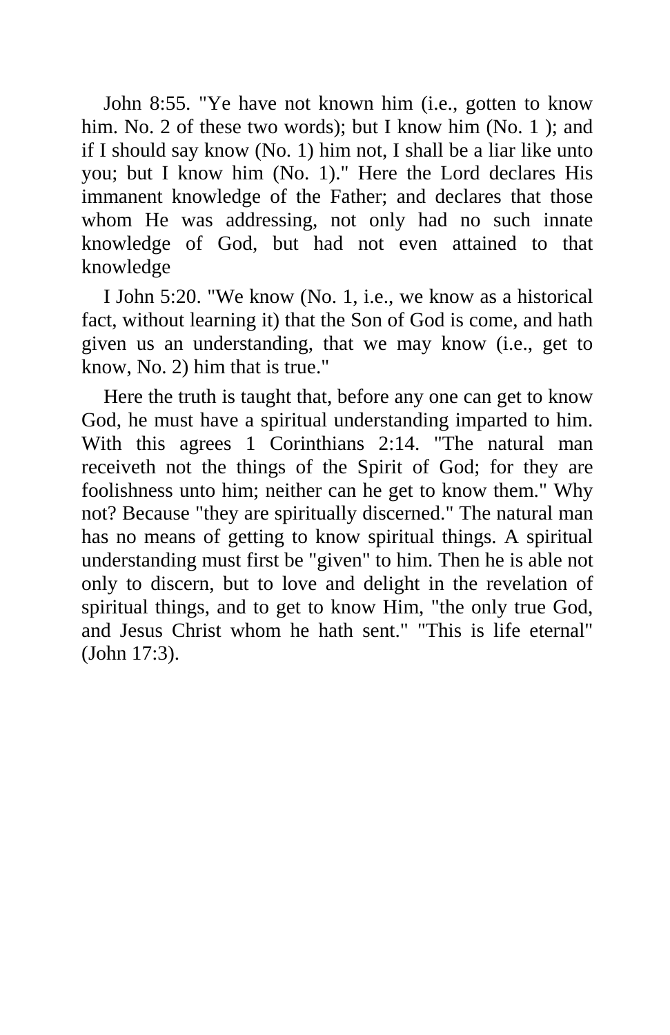John 8:55. "Ye have not known him (i.e., gotten to know him. No. 2 of these two words); but I know him (No. 1 ); and if I should say know (No. 1) him not, I shall be a liar like unto you; but I know him (No. 1)." Here the Lord declares His immanent knowledge of the Father; and declares that those whom He was addressing, not only had no such innate knowledge of God, but had not even attained to that knowledge

I John 5:20. "We know (No. 1, i.e., we know as a historical fact, without learning it) that the Son of God is come, and hath given us an understanding, that we may know (i.e., get to know, No. 2) him that is true."

Here the truth is taught that, before any one can get to know God, he must have a spiritual understanding imparted to him. With this agrees 1 Corinthians 2:14. "The natural man receiveth not the things of the Spirit of God; for they are foolishness unto him; neither can he get to know them." Why not? Because "they are spiritually discerned." The natural man has no means of getting to know spiritual things. A spiritual understanding must first be "given" to him. Then he is able not only to discern, but to love and delight in the revelation of spiritual things, and to get to know Him, "the only true God, and Jesus Christ whom he hath sent." "This is life eternal" (John 17:3).